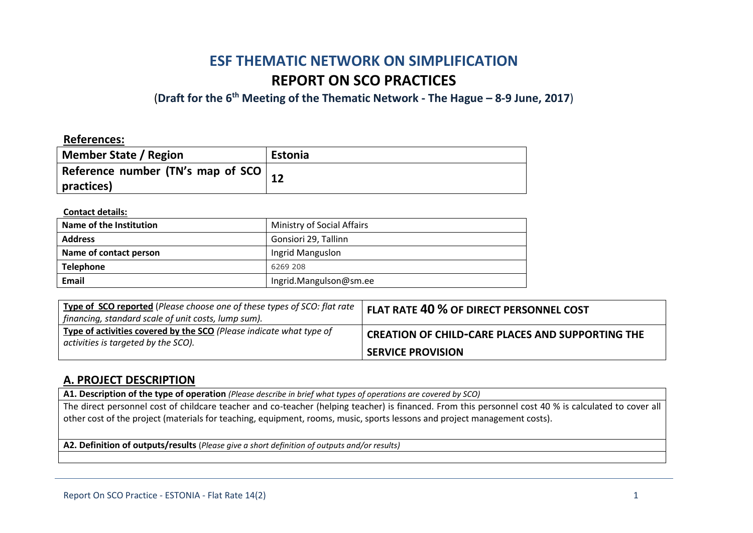# ESF THEMATIC NETWORK ON SIMPLIFICATION

## REPORT ON SCO PRACTICES

(**Draft for the 6th Meeting of the Thematic Network - The Hague – 8-9 June, 2017**)

**References:**

| | |
|---|---|
| **Member State / Region** | **Estonia** |
| **Reference number (TN's map of SCO practices)** | **12** |

**Contact details:**

| | |
|---|---|
| **Name of the Institution** | Ministry of Social Affairs |
| **Address** | Gonsiori 29, Tallinn |
| **Name of contact person** | Ingrid Manguslon |
| **Telephone** | 6269 208 |
| **Email** | Ingrid.Mangulson@sm.ee |

| | |
|---|---|
| **Type of SCO reported** *(Please choose one of these types of SCO: flat rate financing, standard scale of unit costs, lump sum).* | **FLAT RATE 40 % OF DIRECT PERSONNEL COST** |
| **Type of activities covered by the SCO** *(Please indicate what type of activities is targeted by the SCO).* | **CREATION OF CHILD-CARE PLACES AND SUPPORTING THE SERVICE PROVISION** |

## A. PROJECT DESCRIPTION

**A1. Description of the type of operation** *(Please describe in brief what types of operations are covered by SCO)*

The direct personnel cost of childcare teacher and co-teacher (helping teacher) is financed. From this personnel cost 40 % is calculated to cover all other cost of the project (materials for teaching, equipment, rooms, music, sports lessons and project management costs).

**A2. Definition of outputs/results** *(Please give a short definition of outputs and/or results)*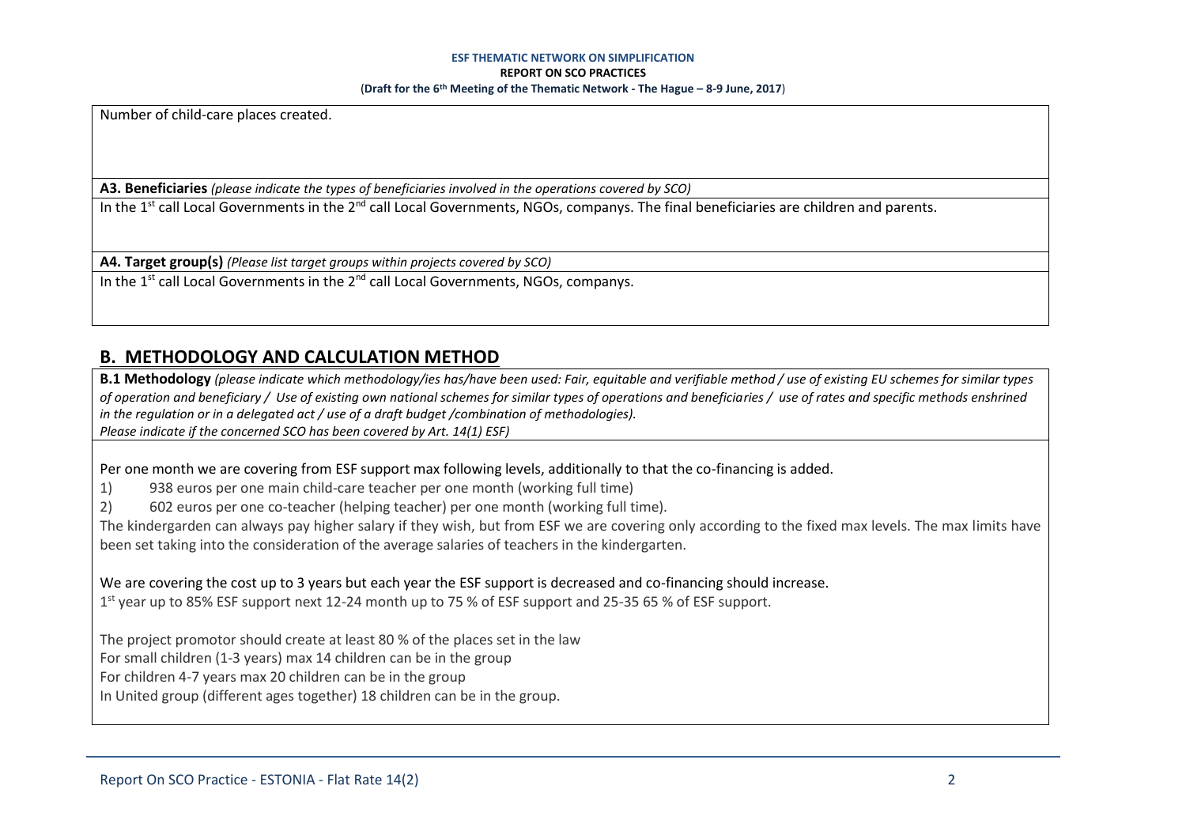Number of child-care places created.

**A3. Beneficiaries** *(please indicate the types of beneficiaries involved in the operations covered by SCO)*

In the 1st call Local Governments in the 2nd call Local Governments, NGOs, companys. The final beneficiaries are children and parents.

**A4. Target group(s)** *(Please list target groups within projects covered by SCO)*

In the 1st call Local Governments in the 2nd call Local Governments, NGOs, companys.

## B. METHODOLOGY AND CALCULATION METHOD

**B.1 Methodology** *(please indicate which methodology/ies has/have been used: Fair, equitable and verifiable method / use of existing EU schemes for similar types of operation and beneficiary / Use of existing own national schemes for similar types of operations and beneficiaries / use of rates and specific methods enshrined in the regulation or in a delegated act / use of a draft budget /combination of methodologies).*
*Please indicate if the concerned SCO has been covered by Art. 14(1) ESF)*

Per one month we are covering from ESF support max following levels, additionally to that the co-financing is added.

1) 938 euros per one main child-care teacher per one month (working full time)
2) 602 euros per one co-teacher (helping teacher) per one month (working full time).

The kindergarden can always pay higher salary if they wish, but from ESF we are covering only according to the fixed max levels. The max limits have been set taking into the consideration of the average salaries of teachers in the kindergarten.

We are covering the cost up to 3 years but each year the ESF support is decreased and co-financing should increase.
1st year up to 85% ESF support next 12-24 month up to 75 % of ESF support and 25-35 65 % of ESF support.

The project promotor should create at least 80 % of the places set in the law
For small children (1-3 years) max 14 children can be in the group
For children 4-7 years max 20 children can be in the group
In United group (different ages together) 18 children can be in the group.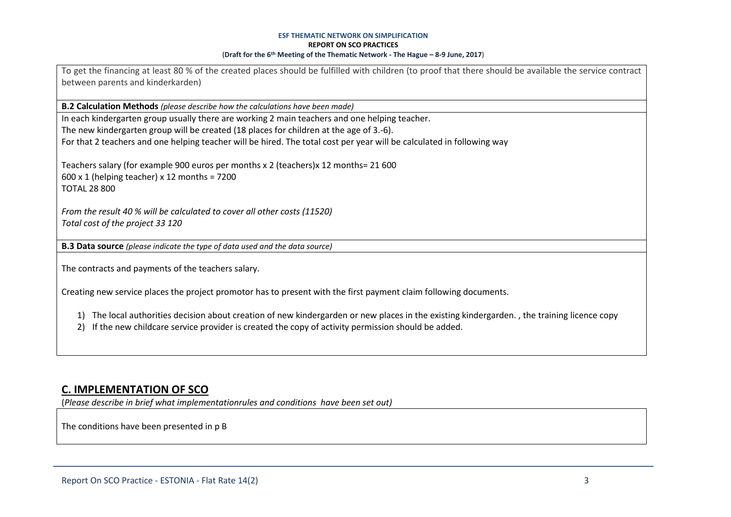To get the financing at least 80 % of the created places should be fulfilled with children (to proof that there should be available the service contract between parents and kinderkarden)

**B.2 Calculation Methods** *(please describe how the calculations have been made)*

In each kindergarten group usually there are working 2 main teachers and one helping teacher.
The new kindergarten group will be created (18 places for children at the age of 3.-6).
For that 2 teachers and one helping teacher will be hired. The total cost per year will be calculated in following way

Teachers salary (for example 900 euros per months x 2 (teachers)x 12 months= 21 600
600 x 1 (helping teacher) x 12 months = 7200
TOTAL 28 800

*From the result 40 % will be calculated to cover all other costs (11520)*
*Total cost of the project 33 120*

**B.3 Data source** *(please indicate the type of data used and the data source)*

The contracts and payments of the teachers salary.

Creating new service places the project promotor has to present with the first payment claim following documents.

1) The local authorities decision about creation of new kindergarden or new places in the existing kindergarden. , the training licence copy
2) If the new childcare service provider is created the copy of activity permission should be added.

## C. IMPLEMENTATION OF SCO

(*Please describe in brief what implementationrules and conditions have been set out)*

The conditions have been presented in p B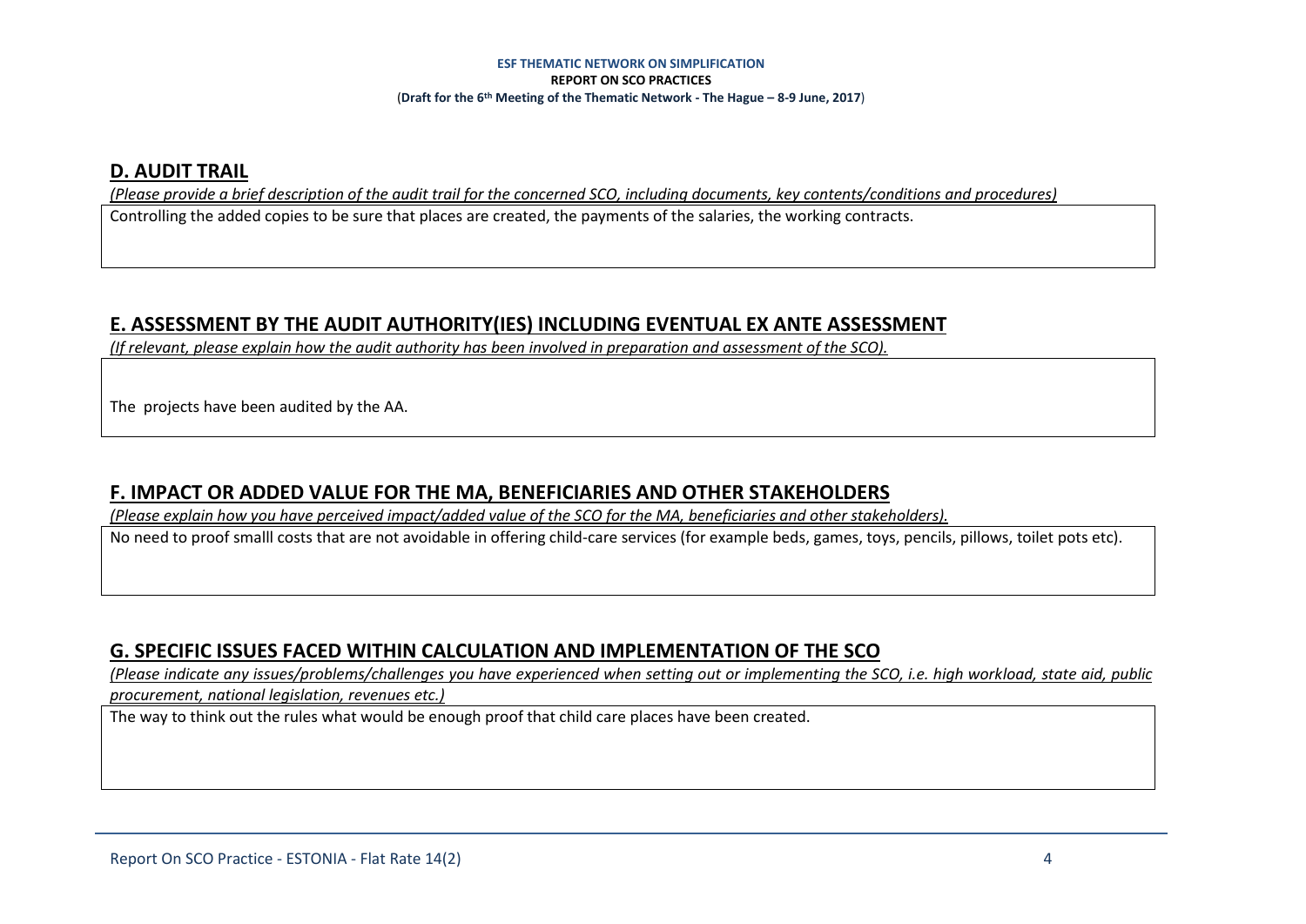## D. AUDIT TRAIL

*(Please provide a brief description of the audit trail for the concerned SCO, including documents, key contents/conditions and procedures)*

Controlling the added copies to be sure that places are created, the payments of the salaries, the working contracts.

## E. ASSESSMENT BY THE AUDIT AUTHORITY(IES) INCLUDING EVENTUAL EX ANTE ASSESSMENT

*(If relevant, please explain how the audit authority has been involved in preparation and assessment of the SCO).*

The projects have been audited by the AA.

## F. IMPACT OR ADDED VALUE FOR THE MA, BENEFICIARIES AND OTHER STAKEHOLDERS

*(Please explain how you have perceived impact/added value of the SCO for the MA, beneficiaries and other stakeholders).*

No need to proof smalll costs that are not avoidable in offering child-care services (for example beds, games, toys, pencils, pillows, toilet pots etc).

## G. SPECIFIC ISSUES FACED WITHIN CALCULATION AND IMPLEMENTATION OF THE SCO

*(Please indicate any issues/problems/challenges you have experienced when setting out or implementing the SCO, i.e. high workload, state aid, public procurement, national legislation, revenues etc.)*

The way to think out the rules what would be enough proof that child care places have been created.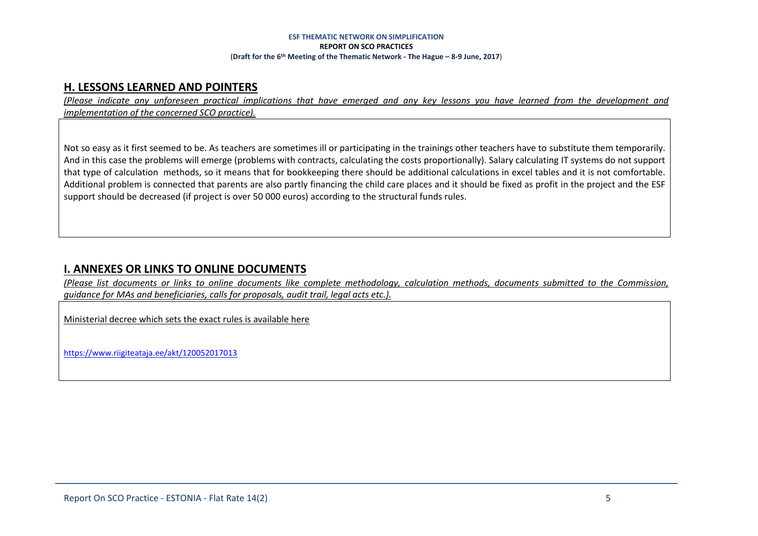## H. LESSONS LEARNED AND POINTERS

*(Please indicate any unforeseen practical implications that have emerged and any key lessons you have learned from the development and implementation of the concerned SCO practice).*

Not so easy as it first seemed to be. As teachers are sometimes ill or participating in the trainings other teachers have to substitute them temporarily. And in this case the problems will emerge (problems with contracts, calculating the costs proportionally). Salary calculating IT systems do not support that type of calculation methods, so it means that for bookkeeping there should be additional calculations in excel tables and it is not comfortable. Additional problem is connected that parents are also partly financing the child care places and it should be fixed as profit in the project and the ESF support should be decreased (if project is over 50 000 euros) according to the structural funds rules.

## I. ANNEXES OR LINKS TO ONLINE DOCUMENTS

*(Please list documents or links to online documents like complete methodology, calculation methods, documents submitted to the Commission, guidance for MAs and beneficiaries, calls for proposals, audit trail, legal acts etc.).*

Ministerial decree which sets the exact rules is available here

https://www.riigiteataja.ee/akt/120052017013